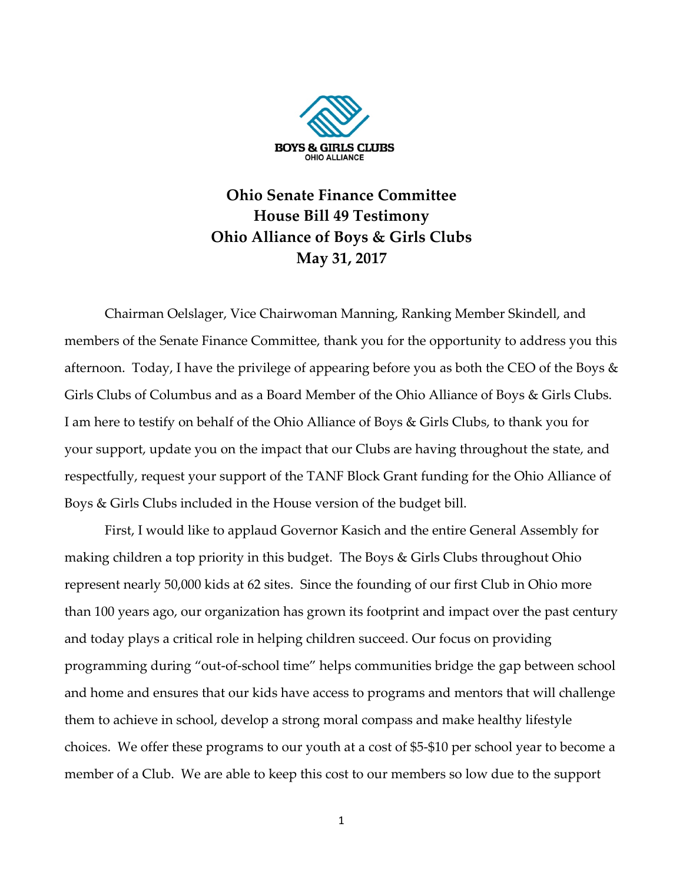BOYS & GIRLS CLUBS
OHIO ALLIANCE

# Ohio Senate Finance Committee
# House Bill 49 Testimony
# Ohio Alliance of Boys & Girls Clubs
# May 31, 2017

Chairman Oelslager, Vice Chairwoman Manning, Ranking Member Skindell, and members of the Senate Finance Committee, thank you for the opportunity to address you this afternoon. Today, I have the privilege of appearing before you as both the CEO of the Boys & Girls Clubs of Columbus and as a Board Member of the Ohio Alliance of Boys & Girls Clubs. I am here to testify on behalf of the Ohio Alliance of Boys & Girls Clubs, to thank you for your support, update you on the impact that our Clubs are having throughout the state, and respectfully, request your support of the TANF Block Grant funding for the Ohio Alliance of Boys & Girls Clubs included in the House version of the budget bill.

First, I would like to applaud Governor Kasich and the entire General Assembly for making children a top priority in this budget. The Boys & Girls Clubs throughout Ohio represent nearly 50,000 kids at 62 sites. Since the founding of our first Club in Ohio more than 100 years ago, our organization has grown its footprint and impact over the past century and today plays a critical role in helping children succeed. Our focus on providing programming during "out-of-school time" helps communities bridge the gap between school and home and ensures that our kids have access to programs and mentors that will challenge them to achieve in school, develop a strong moral compass and make healthy lifestyle choices. We offer these programs to our youth at a cost of $5-$10 per school year to become a member of a Club. We are able to keep this cost to our members so low due to the support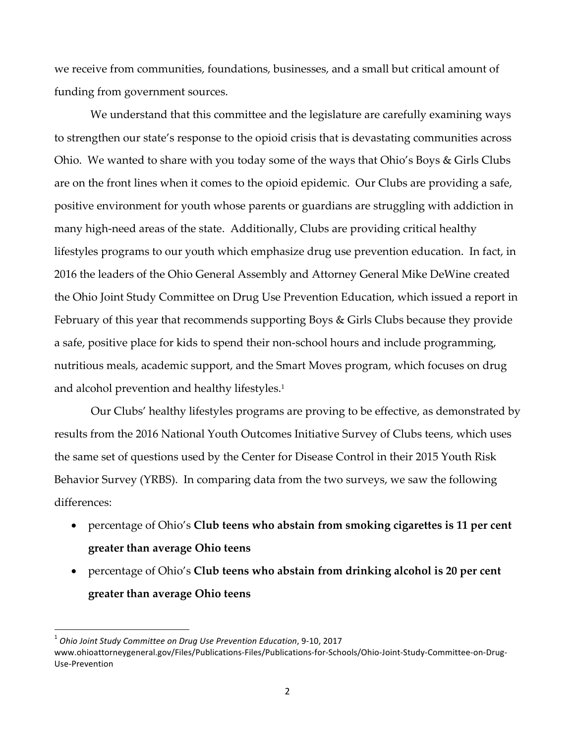we receive from communities, foundations, businesses, and a small but critical amount of funding from government sources.

We understand that this committee and the legislature are carefully examining ways to strengthen our state's response to the opioid crisis that is devastating communities across Ohio. We wanted to share with you today some of the ways that Ohio's Boys & Girls Clubs are on the front lines when it comes to the opioid epidemic. Our Clubs are providing a safe, positive environment for youth whose parents or guardians are struggling with addiction in many high-need areas of the state. Additionally, Clubs are providing critical healthy lifestyles programs to our youth which emphasize drug use prevention education. In fact, in 2016 the leaders of the Ohio General Assembly and Attorney General Mike DeWine created the Ohio Joint Study Committee on Drug Use Prevention Education, which issued a report in February of this year that recommends supporting Boys & Girls Clubs because they provide a safe, positive place for kids to spend their non-school hours and include programming, nutritious meals, academic support, and the Smart Moves program, which focuses on drug and alcohol prevention and healthy lifestyles.[1]

Our Clubs' healthy lifestyles programs are proving to be effective, as demonstrated by results from the 2016 National Youth Outcomes Initiative Survey of Clubs teens, which uses the same set of questions used by the Center for Disease Control in their 2015 Youth Risk Behavior Survey (YRBS). In comparing data from the two surveys, we saw the following differences:

- percentage of Ohio's **Club teens who abstain from smoking cigarettes is 11 per cent greater than average Ohio teens**
- percentage of Ohio's **Club teens who abstain from drinking alcohol is 20 per cent greater than average Ohio teens**

---

[1] *Ohio Joint Study Committee on Drug Use Prevention Education*, 9-10, 2017 www.ohioattorneygeneral.gov/Files/Publications-Files/Publications-for-Schools/Ohio-Joint-Study-Committee-on-Drug-Use-Prevention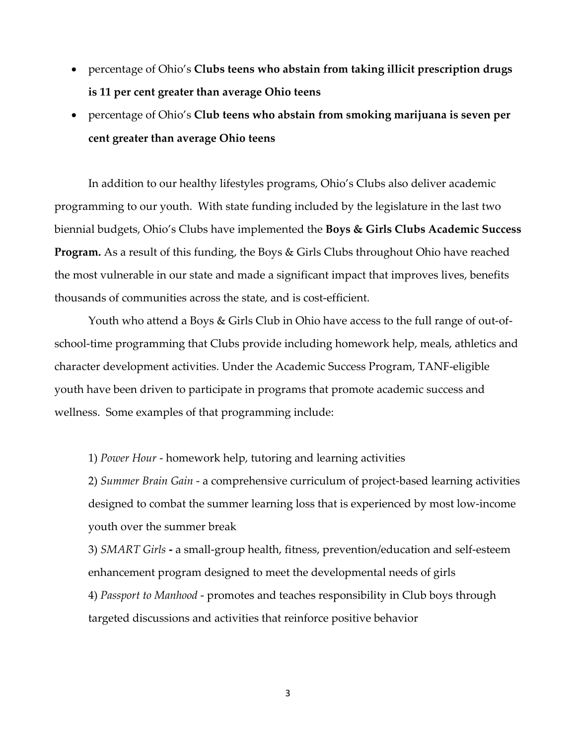- percentage of Ohio's **Clubs teens who abstain from taking illicit prescription drugs is 11 per cent greater than average Ohio teens**
- percentage of Ohio's **Club teens who abstain from smoking marijuana is seven per cent greater than average Ohio teens**

In addition to our healthy lifestyles programs, Ohio's Clubs also deliver academic programming to our youth. With state funding included by the legislature in the last two biennial budgets, Ohio's Clubs have implemented the **Boys & Girls Clubs Academic Success Program.** As a result of this funding, the Boys & Girls Clubs throughout Ohio have reached the most vulnerable in our state and made a significant impact that improves lives, benefits thousands of communities across the state, and is cost-efficient.

Youth who attend a Boys & Girls Club in Ohio have access to the full range of out-of-school-time programming that Clubs provide including homework help, meals, athletics and character development activities. Under the Academic Success Program, TANF-eligible youth have been driven to participate in programs that promote academic success and wellness. Some examples of that programming include:

1) *Power Hour* - homework help, tutoring and learning activities

2) *Summer Brain Gain* - a comprehensive curriculum of project-based learning activities designed to combat the summer learning loss that is experienced by most low-income youth over the summer break

3) *SMART Girls* **-** a small-group health, fitness, prevention/education and self-esteem enhancement program designed to meet the developmental needs of girls

4) *Passport to Manhood* - promotes and teaches responsibility in Club boys through targeted discussions and activities that reinforce positive behavior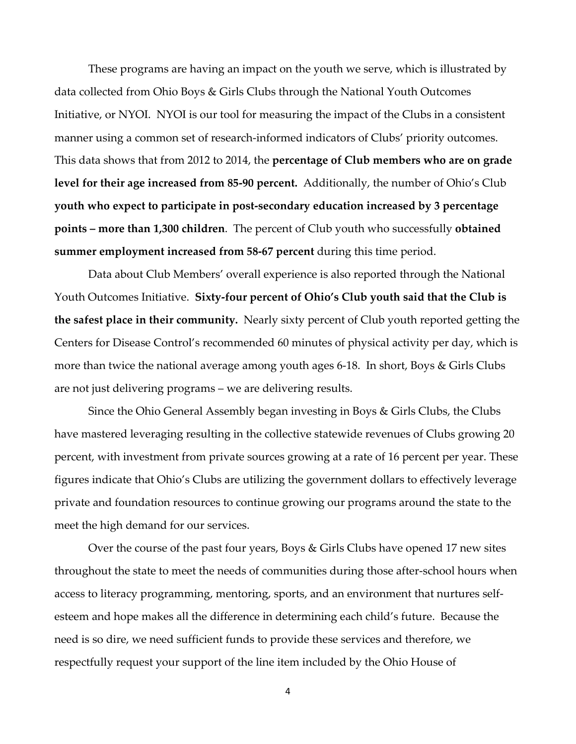These programs are having an impact on the youth we serve, which is illustrated by data collected from Ohio Boys & Girls Clubs through the National Youth Outcomes Initiative, or NYOI. NYOI is our tool for measuring the impact of the Clubs in a consistent manner using a common set of research-informed indicators of Clubs' priority outcomes. This data shows that from 2012 to 2014, the **percentage of Club members who are on grade level for their age increased from 85-90 percent.** Additionally, the number of Ohio's Club **youth who expect to participate in post-secondary education increased by 3 percentage points – more than 1,300 children**. The percent of Club youth who successfully **obtained summer employment increased from 58-67 percent** during this time period.

Data about Club Members' overall experience is also reported through the National Youth Outcomes Initiative. **Sixty-four percent of Ohio's Club youth said that the Club is the safest place in their community.** Nearly sixty percent of Club youth reported getting the Centers for Disease Control's recommended 60 minutes of physical activity per day, which is more than twice the national average among youth ages 6-18. In short, Boys & Girls Clubs are not just delivering programs – we are delivering results.

Since the Ohio General Assembly began investing in Boys & Girls Clubs, the Clubs have mastered leveraging resulting in the collective statewide revenues of Clubs growing 20 percent, with investment from private sources growing at a rate of 16 percent per year. These figures indicate that Ohio's Clubs are utilizing the government dollars to effectively leverage private and foundation resources to continue growing our programs around the state to the meet the high demand for our services.

Over the course of the past four years, Boys & Girls Clubs have opened 17 new sites throughout the state to meet the needs of communities during those after-school hours when access to literacy programming, mentoring, sports, and an environment that nurtures self-esteem and hope makes all the difference in determining each child's future. Because the need is so dire, we need sufficient funds to provide these services and therefore, we respectfully request your support of the line item included by the Ohio House of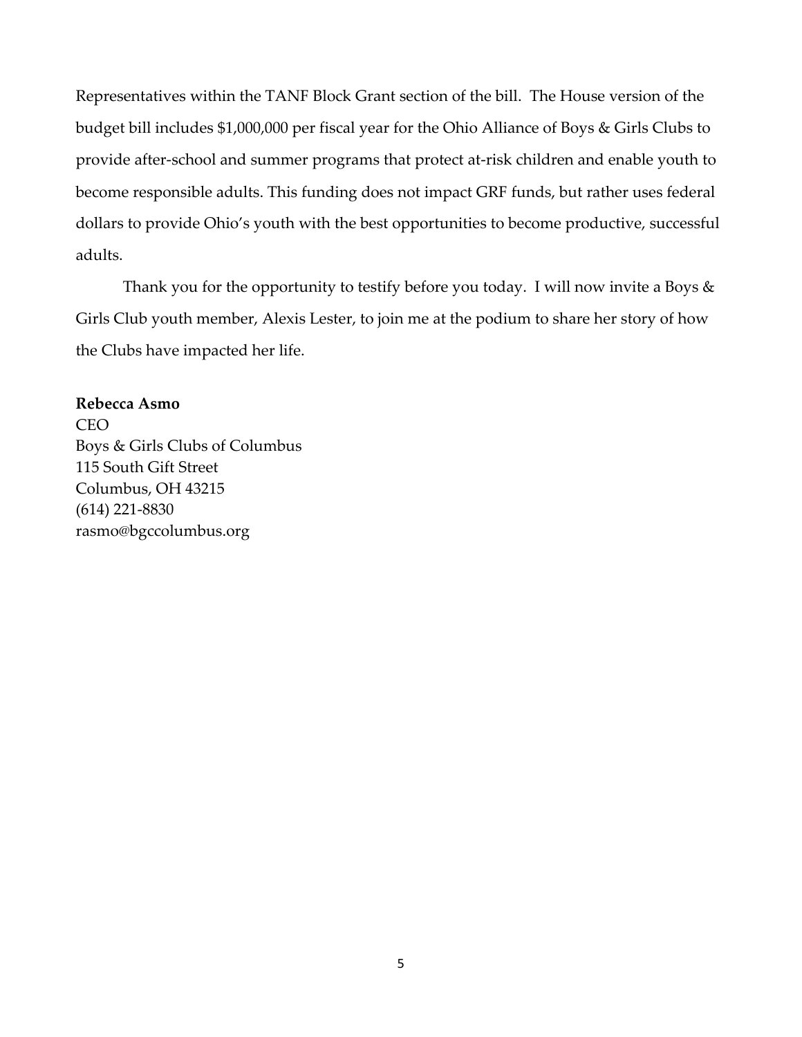Representatives within the TANF Block Grant section of the bill. The House version of the budget bill includes $1,000,000 per fiscal year for the Ohio Alliance of Boys & Girls Clubs to provide after-school and summer programs that protect at-risk children and enable youth to become responsible adults. This funding does not impact GRF funds, but rather uses federal dollars to provide Ohio's youth with the best opportunities to become productive, successful adults.

Thank you for the opportunity to testify before you today. I will now invite a Boys & Girls Club youth member, Alexis Lester, to join me at the podium to share her story of how the Clubs have impacted her life.

**Rebecca Asmo**
CEO
Boys & Girls Clubs of Columbus
115 South Gift Street
Columbus, OH 43215
(614) 221-8830
rasmo@bgccolumbus.org